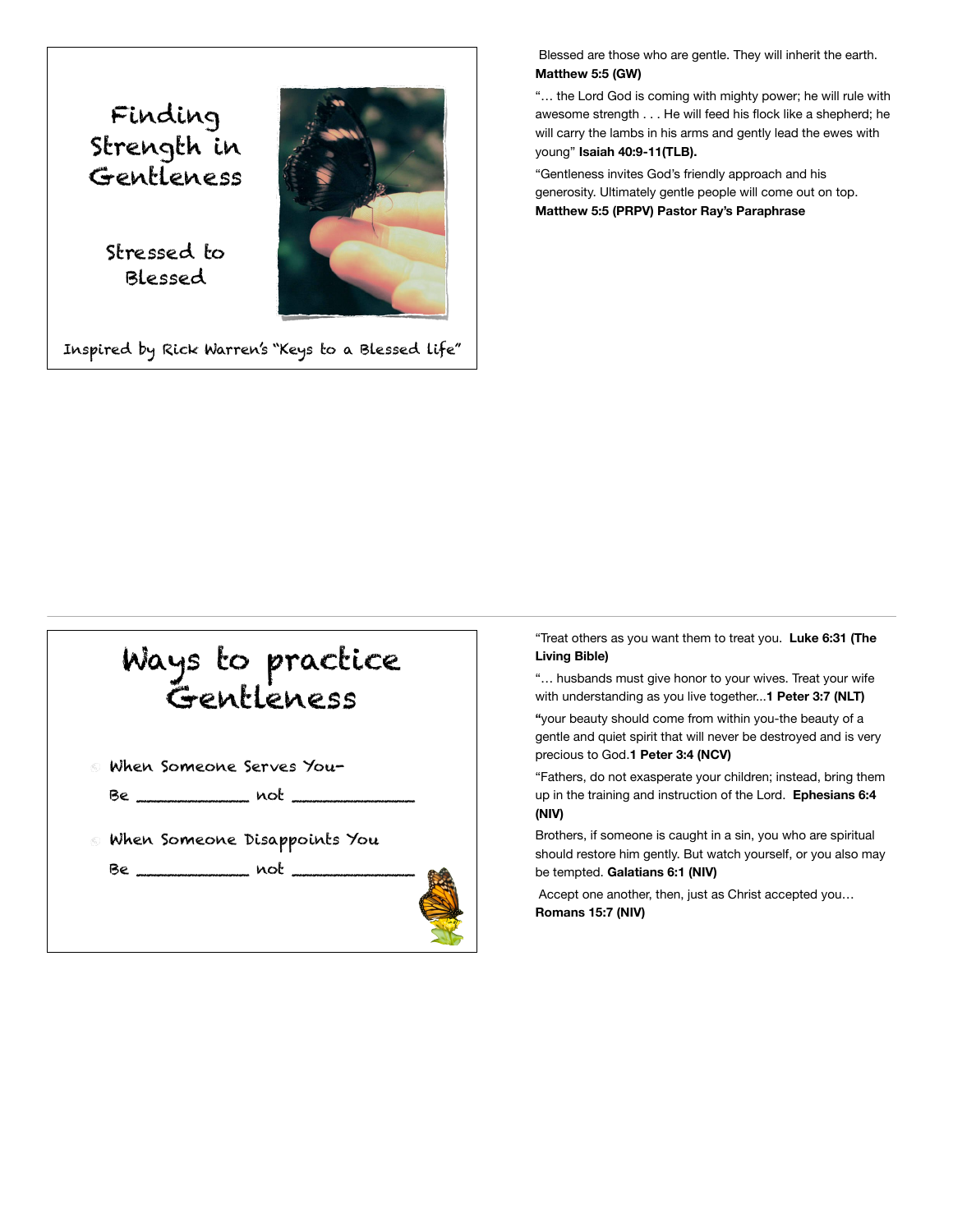# Finding Strength in Gentleness

## Stressed to Blessed

Inspired by Rick Warren's "Keys to a Blessed Life"

Blessed are those who are gentle. They will inherit the earth. **Matthew 5:5 (GW)**

"… the Lord God is coming with mighty power; he will rule with awesome strength . . . He will feed his flock like a shepherd; he will carry the lambs in his arms and gently lead the ewes with young" **Isaiah 40:9-11(TLB).**

"Gentleness invites God's friendly approach and his generosity. Ultimately gentle people will come out on top. **Matthew 5:5 (PRPV) Pastor Ray's Paraphrase**

---

# Ways to practice Gentleness

- When Someone Serves You-

  Be ____________ not ______________

- When Someone Disappoints You

  Be ____________ not ______________

"Treat others as you want them to treat you. **Luke 6:31 (The Living Bible)**

"… husbands must give honor to your wives. Treat your wife with understanding as you live together...**1 Peter 3:7 (NLT)**

**"**your beauty should come from within you-the beauty of a gentle and quiet spirit that will never be destroyed and is very precious to God.**1 Peter 3:4 (NCV)**

"Fathers, do not exasperate your children; instead, bring them up in the training and instruction of the Lord. **Ephesians 6:4 (NIV)**

Brothers, if someone is caught in a sin, you who are spiritual should restore him gently. But watch yourself, or you also may be tempted. **Galatians 6:1 (NIV)**

Accept one another, then, just as Christ accepted you… **Romans 15:7 (NIV)**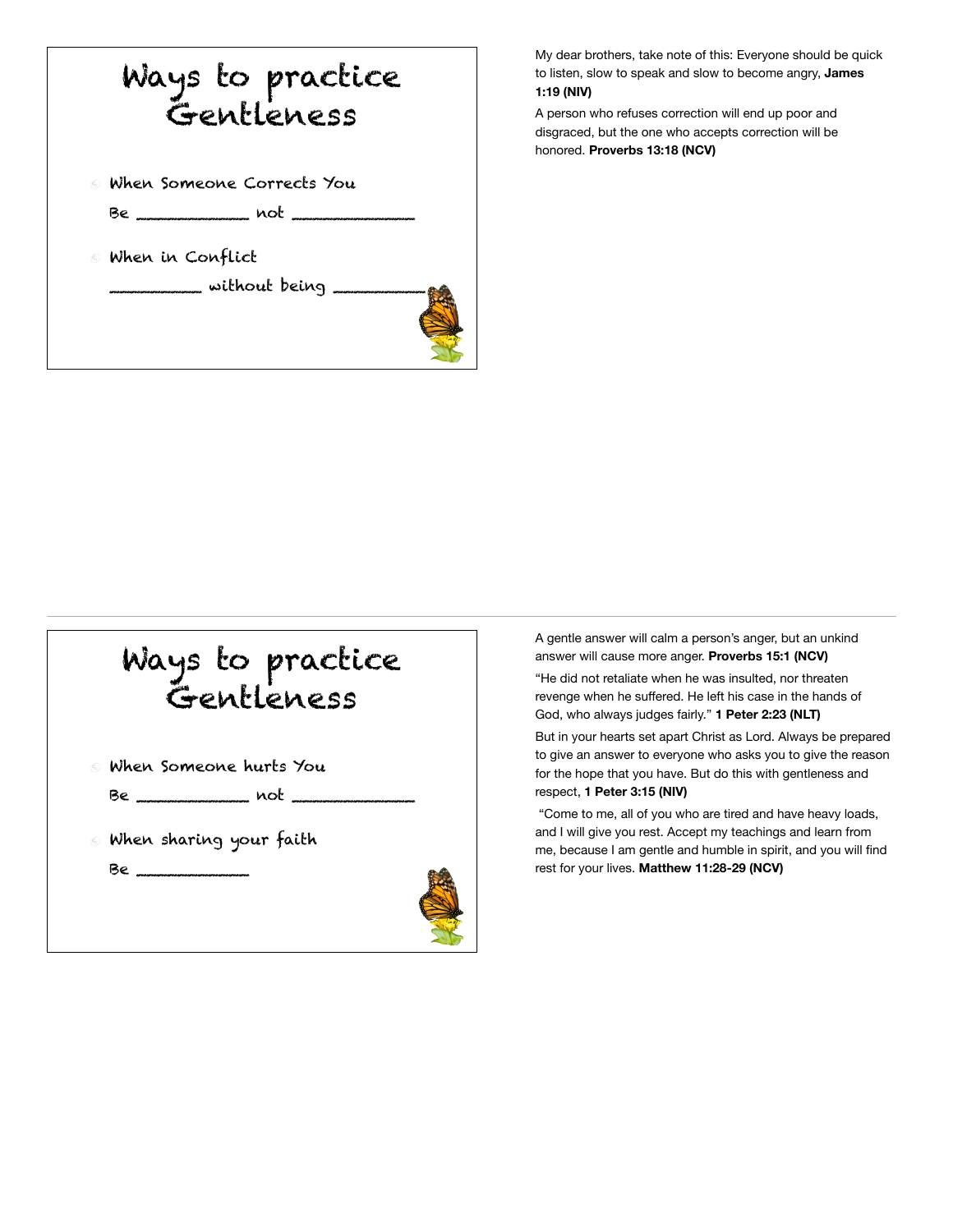# Ways to practice Gentleness

- When Someone Corrects You

  Be ___________ not ____________

- When in Conflict

  _________ without being _________

My dear brothers, take note of this: Everyone should be quick to listen, slow to speak and slow to become angry, **James 1:19 (NIV)**

A person who refuses correction will end up poor and disgraced, but the one who accepts correction will be honored. **Proverbs 13:18 (NCV)**

---

# Ways to practice Gentleness

- When Someone hurts You

  Be ___________ not ____________

- When sharing your faith

  Be ___________

A gentle answer will calm a person's anger, but an unkind answer will cause more anger. **Proverbs 15:1 (NCV)**

"He did not retaliate when he was insulted, nor threaten revenge when he suffered. He left his case in the hands of God, who always judges fairly." **1 Peter 2:23 (NLT)**

But in your hearts set apart Christ as Lord. Always be prepared to give an answer to everyone who asks you to give the reason for the hope that you have. But do this with gentleness and respect, **1 Peter 3:15 (NIV)**

"Come to me, all of you who are tired and have heavy loads, and I will give you rest. Accept my teachings and learn from me, because I am gentle and humble in spirit, and you will find rest for your lives. **Matthew 11:28-29 (NCV)**